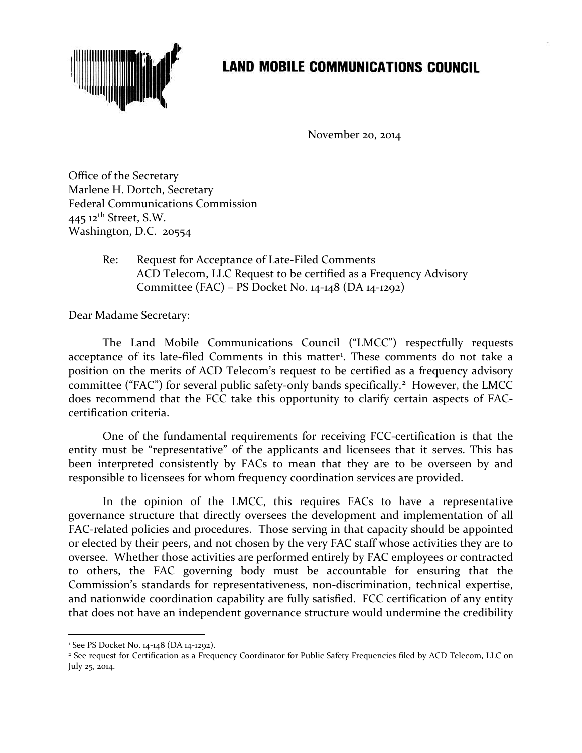# LAND MOBILE COMMUNICATIONS COUNCIL

November 20, 2014

Office of the Secretary
Marlene H. Dortch, Secretary
Federal Communications Commission
445 12th Street, S.W.
Washington, D.C. 20554

Re: Request for Acceptance of Late-Filed Comments
ACD Telecom, LLC Request to be certified as a Frequency Advisory Committee (FAC) – PS Docket No. 14-148 (DA 14-1292)

Dear Madame Secretary:

The Land Mobile Communications Council ("LMCC") respectfully requests acceptance of its late-filed Comments in this matter[1]. These comments do not take a position on the merits of ACD Telecom's request to be certified as a frequency advisory committee ("FAC") for several public safety-only bands specifically.[2] However, the LMCC does recommend that the FCC take this opportunity to clarify certain aspects of FAC-certification criteria.

One of the fundamental requirements for receiving FCC-certification is that the entity must be "representative" of the applicants and licensees that it serves. This has been interpreted consistently by FACs to mean that they are to be overseen by and responsible to licensees for whom frequency coordination services are provided.

In the opinion of the LMCC, this requires FACs to have a representative governance structure that directly oversees the development and implementation of all FAC-related policies and procedures. Those serving in that capacity should be appointed or elected by their peers, and not chosen by the very FAC staff whose activities they are to oversee. Whether those activities are performed entirely by FAC employees or contracted to others, the FAC governing body must be accountable for ensuring that the Commission's standards for representativeness, non-discrimination, technical expertise, and nationwide coordination capability are fully satisfied. FCC certification of any entity that does not have an independent governance structure would undermine the credibility

---

[1] See PS Docket No. 14-148 (DA 14-1292).

[2] See request for Certification as a Frequency Coordinator for Public Safety Frequencies filed by ACD Telecom, LLC on July 25, 2014.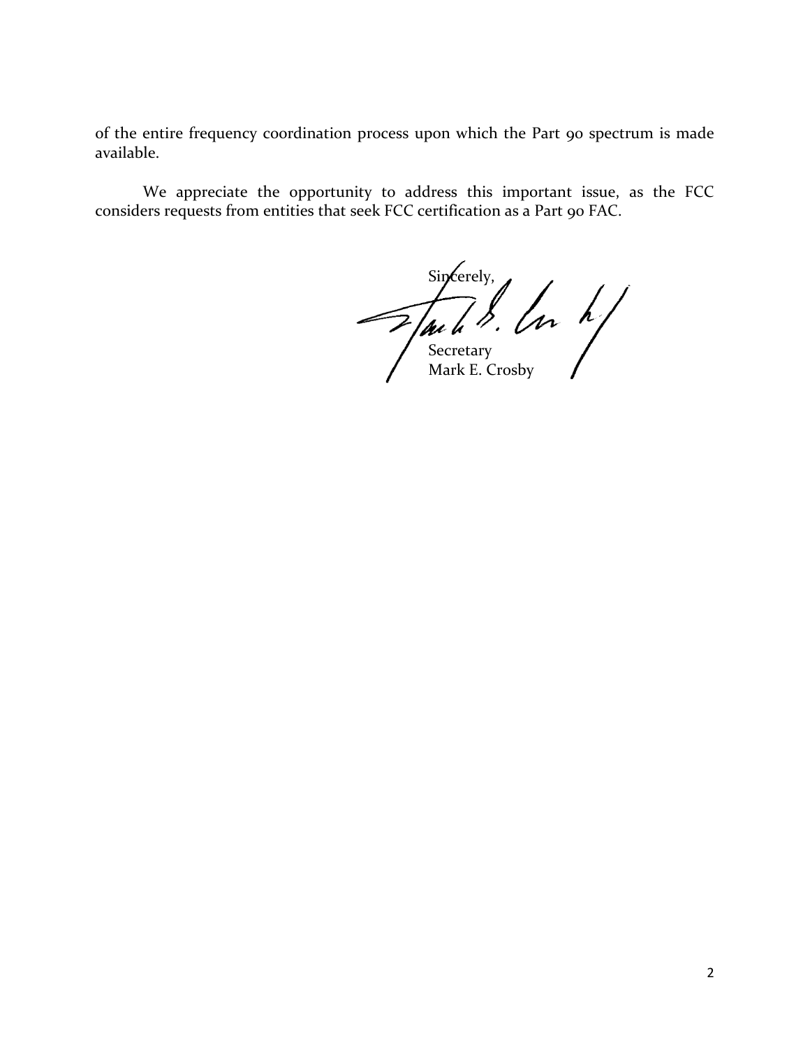of the entire frequency coordination process upon which the Part 90 spectrum is made available.

We appreciate the opportunity to address this important issue, as the FCC considers requests from entities that seek FCC certification as a Part 90 FAC.

Sincerely,

Secretary
Mark E. Crosby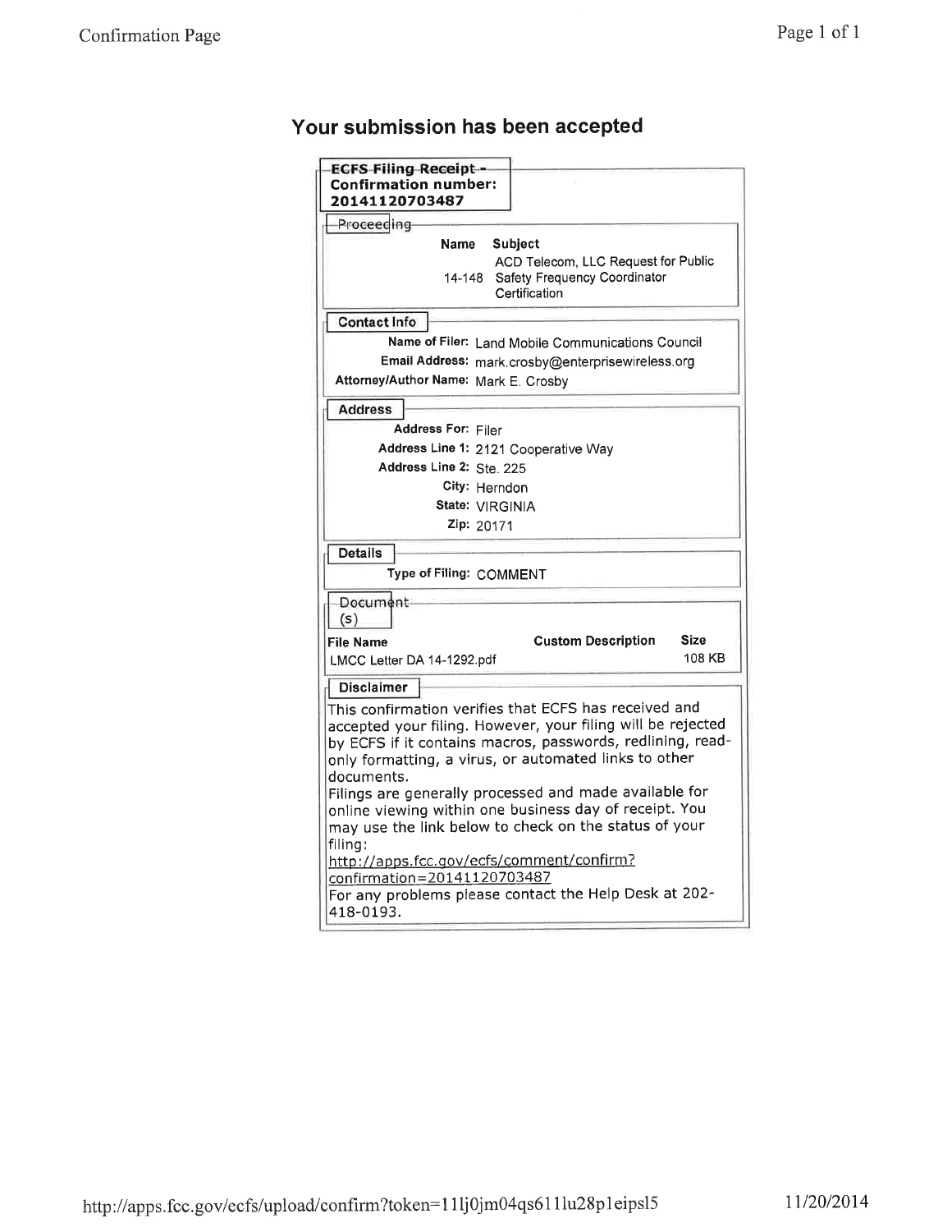## Your submission has been accepted

**ECFS Filing Receipt - Confirmation number: 20141120703487**

**Proceeding**

| Name | Subject |
| --- | --- |
| 14-148 | ACD Telecom, LLC Request for Public Safety Frequency Coordinator Certification |

**Contact Info**

**Name of Filer:** Land Mobile Communications Council
**Email Address:** mark.crosby@enterprisewireless.org
**Attorney/Author Name:** Mark E. Crosby

**Address**

**Address For:** Filer
**Address Line 1:** 2121 Cooperative Way
**Address Line 2:** Ste. 225
**City:** Herndon
**State:** VIRGINIA
**Zip:** 20171

**Details**

**Type of Filing:** COMMENT

**Document(s)**

| File Name | Custom Description | Size |
| --- | --- | --- |
| LMCC Letter DA 14-1292.pdf | | 108 KB |

**Disclaimer**

This confirmation verifies that ECFS has received and accepted your filing. However, your filing will be rejected by ECFS if it contains macros, passwords, redlining, read-only formatting, a virus, or automated links to other documents.
Filings are generally processed and made available for online viewing within one business day of receipt. You may use the link below to check on the status of your filing:
http://apps.fcc.gov/ecfs/comment/confirm?confirmation=20141120703487
For any problems please contact the Help Desk at 202-418-0193.